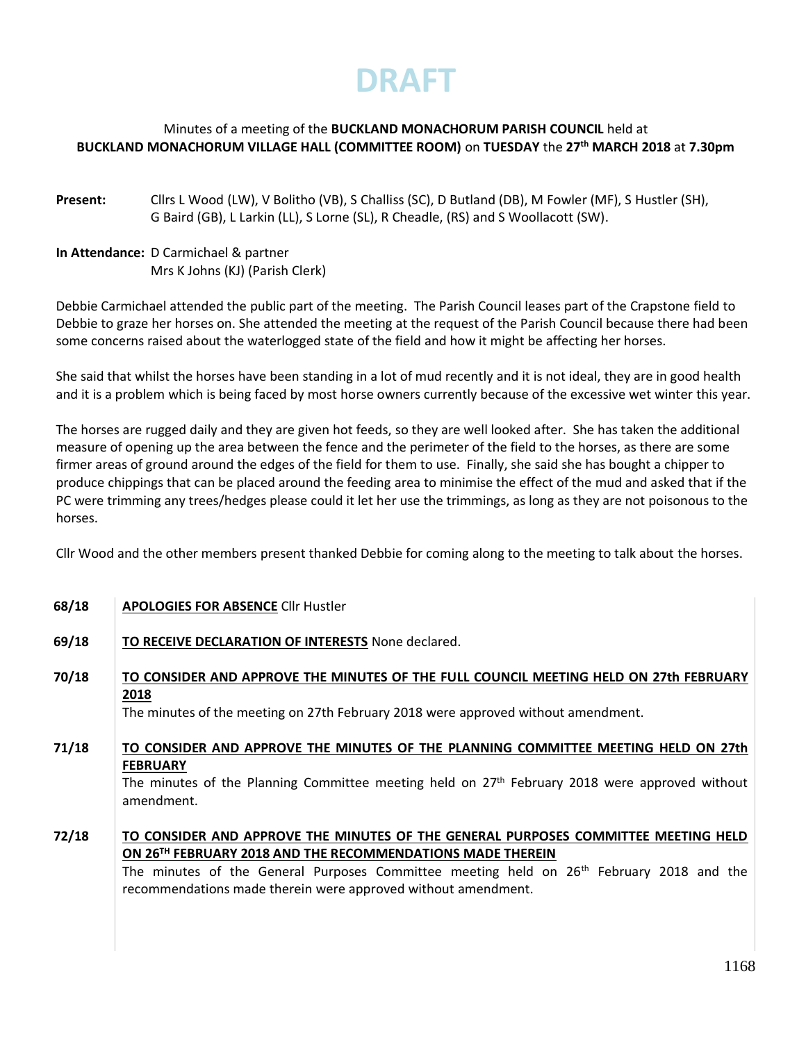# DRAFT

Minutes of a meeting of the **BUCKLAND MONACHORUM PARISH COUNCIL** held at **BUCKLAND MONACHORUM VILLAGE HALL (COMMITTEE ROOM)** on **TUESDAY** the **27th MARCH 2018** at **7.30pm**

**Present:** Cllrs L Wood (LW), V Bolitho (VB), S Challiss (SC), D Butland (DB), M Fowler (MF), S Hustler (SH), G Baird (GB), L Larkin (LL), S Lorne (SL), R Cheadle, (RS) and S Woollacott (SW).

**In Attendance:** D Carmichael & partner
Mrs K Johns (KJ) (Parish Clerk)

Debbie Carmichael attended the public part of the meeting. The Parish Council leases part of the Crapstone field to Debbie to graze her horses on. She attended the meeting at the request of the Parish Council because there had been some concerns raised about the waterlogged state of the field and how it might be affecting her horses.

She said that whilst the horses have been standing in a lot of mud recently and it is not ideal, they are in good health and it is a problem which is being faced by most horse owners currently because of the excessive wet winter this year.

The horses are rugged daily and they are given hot feeds, so they are well looked after. She has taken the additional measure of opening up the area between the fence and the perimeter of the field to the horses, as there are some firmer areas of ground around the edges of the field for them to use. Finally, she said she has bought a chipper to produce chippings that can be placed around the feeding area to minimise the effect of the mud and asked that if the PC were trimming any trees/hedges please could it let her use the trimmings, as long as they are not poisonous to the horses.

Cllr Wood and the other members present thanked Debbie for coming along to the meeting to talk about the horses.

**68/18** **APOLOGIES FOR ABSENCE** Cllr Hustler

**69/18** **TO RECEIVE DECLARATION OF INTERESTS** None declared.

**70/18** **TO CONSIDER AND APPROVE THE MINUTES OF THE FULL COUNCIL MEETING HELD ON 27th FEBRUARY 2018**
The minutes of the meeting on 27th February 2018 were approved without amendment.

**71/18** **TO CONSIDER AND APPROVE THE MINUTES OF THE PLANNING COMMITTEE MEETING HELD ON 27th FEBRUARY**
The minutes of the Planning Committee meeting held on 27th February 2018 were approved without amendment.

**72/18** **TO CONSIDER AND APPROVE THE MINUTES OF THE GENERAL PURPOSES COMMITTEE MEETING HELD ON 26TH FEBRUARY 2018 AND THE RECOMMENDATIONS MADE THEREIN**
The minutes of the General Purposes Committee meeting held on 26th February 2018 and the recommendations made therein were approved without amendment.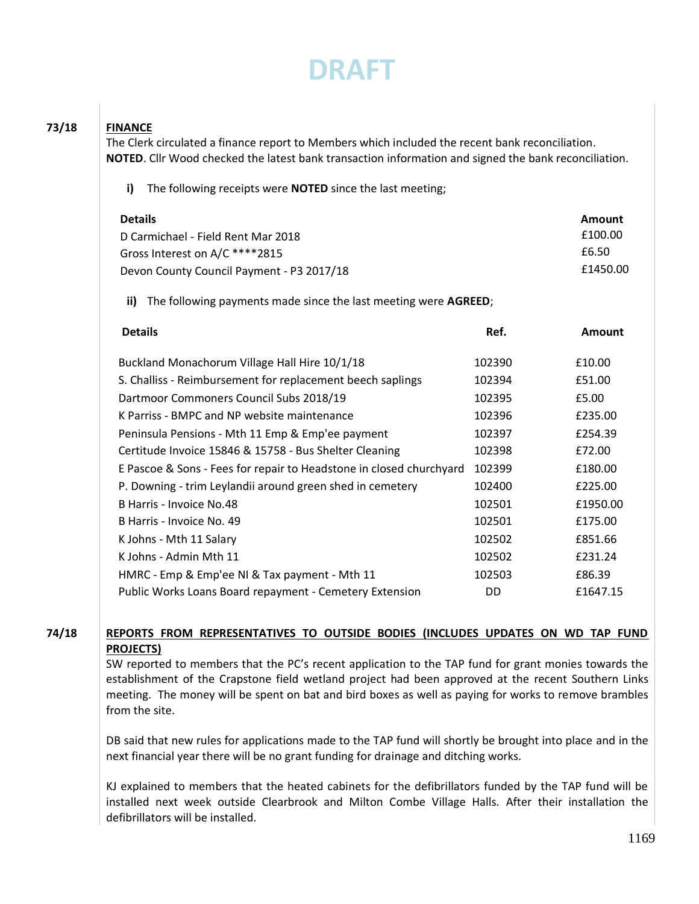# DRAFT

**73/18** **FINANCE**

The Clerk circulated a finance report to Members which included the recent bank reconciliation. **NOTED**. Cllr Wood checked the latest bank transaction information and signed the bank reconciliation.

**i)** The following receipts were **NOTED** since the last meeting;

| Details | Amount |
|---|---|
| D Carmichael - Field Rent Mar 2018 | £100.00 |
| Gross Interest on A/C ****2815 | £6.50 |
| Devon County Council Payment - P3 2017/18 | £1450.00 |

**ii)** The following payments made since the last meeting were **AGREED**;

| Details | Ref. | Amount |
|---|---|---|
| Buckland Monachorum Village Hall Hire 10/1/18 | 102390 | £10.00 |
| S. Challiss - Reimbursement for replacement beech saplings | 102394 | £51.00 |
| Dartmoor Commoners Council Subs 2018/19 | 102395 | £5.00 |
| K Parriss - BMPC and NP website maintenance | 102396 | £235.00 |
| Peninsula Pensions - Mth 11 Emp & Emp'ee payment | 102397 | £254.39 |
| Certitude Invoice 15846 & 15758 - Bus Shelter Cleaning | 102398 | £72.00 |
| E Pascoe & Sons - Fees for repair to Headstone in closed churchyard | 102399 | £180.00 |
| P. Downing - trim Leylandii around green shed in cemetery | 102400 | £225.00 |
| B Harris - Invoice No.48 | 102501 | £1950.00 |
| B Harris - Invoice No. 49 | 102501 | £175.00 |
| K Johns - Mth 11 Salary | 102502 | £851.66 |
| K Johns - Admin Mth 11 | 102502 | £231.24 |
| HMRC - Emp & Emp'ee NI & Tax payment - Mth 11 | 102503 | £86.39 |
| Public Works Loans Board repayment - Cemetery Extension | DD | £1647.15 |

**74/18** **REPORTS FROM REPRESENTATIVES TO OUTSIDE BODIES (INCLUDES UPDATES ON WD TAP FUND PROJECTS)**

SW reported to members that the PC's recent application to the TAP fund for grant monies towards the establishment of the Crapstone field wetland project had been approved at the recent Southern Links meeting. The money will be spent on bat and bird boxes as well as paying for works to remove brambles from the site.

DB said that new rules for applications made to the TAP fund will shortly be brought into place and in the next financial year there will be no grant funding for drainage and ditching works.

KJ explained to members that the heated cabinets for the defibrillators funded by the TAP fund will be installed next week outside Clearbrook and Milton Combe Village Halls. After their installation the defibrillators will be installed.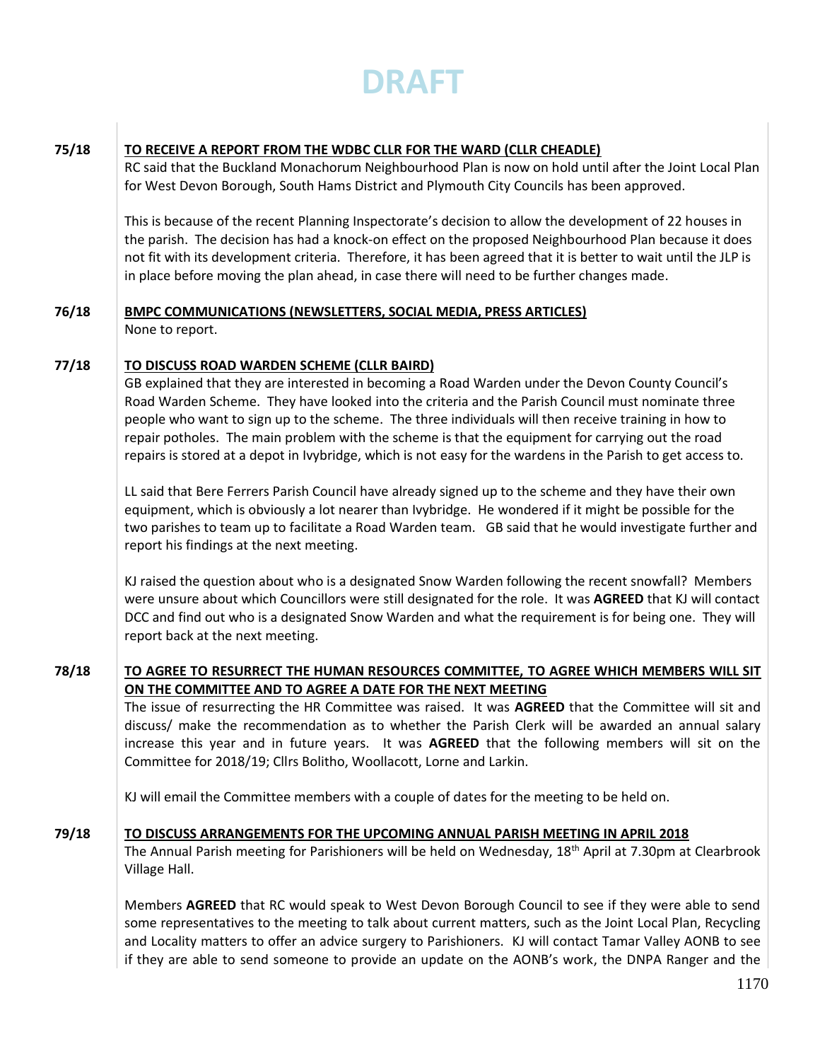# DRAFT

**75/18** **<u>TO RECEIVE A REPORT FROM THE WDBC CLLR FOR THE WARD (CLLR CHEADLE)</u>**

RC said that the Buckland Monachorum Neighbourhood Plan is now on hold until after the Joint Local Plan for West Devon Borough, South Hams District and Plymouth City Councils has been approved.

This is because of the recent Planning Inspectorate's decision to allow the development of 22 houses in the parish. The decision has had a knock-on effect on the proposed Neighbourhood Plan because it does not fit with its development criteria. Therefore, it has been agreed that it is better to wait until the JLP is in place before moving the plan ahead, in case there will need to be further changes made.

**76/18** **<u>BMPC COMMUNICATIONS (NEWSLETTERS, SOCIAL MEDIA, PRESS ARTICLES)</u>**

None to report.

**77/18** **<u>TO DISCUSS ROAD WARDEN SCHEME (CLLR BAIRD)</u>**

GB explained that they are interested in becoming a Road Warden under the Devon County Council's Road Warden Scheme. They have looked into the criteria and the Parish Council must nominate three people who want to sign up to the scheme. The three individuals will then receive training in how to repair potholes. The main problem with the scheme is that the equipment for carrying out the road repairs is stored at a depot in Ivybridge, which is not easy for the wardens in the Parish to get access to.

LL said that Bere Ferrers Parish Council have already signed up to the scheme and they have their own equipment, which is obviously a lot nearer than Ivybridge. He wondered if it might be possible for the two parishes to team up to facilitate a Road Warden team. GB said that he would investigate further and report his findings at the next meeting.

KJ raised the question about who is a designated Snow Warden following the recent snowfall? Members were unsure about which Councillors were still designated for the role. It was **AGREED** that KJ will contact DCC and find out who is a designated Snow Warden and what the requirement is for being one. They will report back at the next meeting.

**78/18** **<u>TO AGREE TO RESURRECT THE HUMAN RESOURCES COMMITTEE, TO AGREE WHICH MEMBERS WILL SIT ON THE COMMITTEE AND TO AGREE A DATE FOR THE NEXT MEETING</u>**

The issue of resurrecting the HR Committee was raised. It was **AGREED** that the Committee will sit and discuss/ make the recommendation as to whether the Parish Clerk will be awarded an annual salary increase this year and in future years. It was **AGREED** that the following members will sit on the Committee for 2018/19; Cllrs Bolitho, Woollacott, Lorne and Larkin.

KJ will email the Committee members with a couple of dates for the meeting to be held on.

**79/18** **<u>TO DISCUSS ARRANGEMENTS FOR THE UPCOMING ANNUAL PARISH MEETING IN APRIL 2018</u>**

The Annual Parish meeting for Parishioners will be held on Wednesday, 18th April at 7.30pm at Clearbrook Village Hall.

Members **AGREED** that RC would speak to West Devon Borough Council to see if they were able to send some representatives to the meeting to talk about current matters, such as the Joint Local Plan, Recycling and Locality matters to offer an advice surgery to Parishioners. KJ will contact Tamar Valley AONB to see if they are able to send someone to provide an update on the AONB's work, the DNPA Ranger and the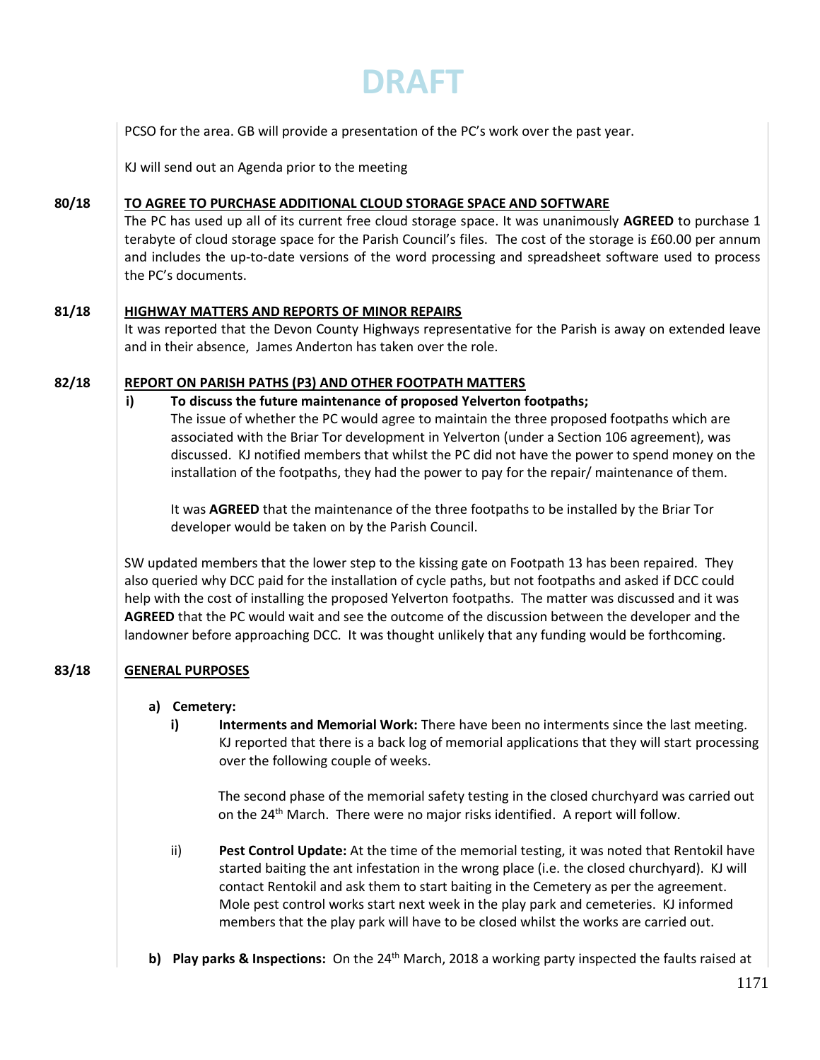DRAFT

PCSO for the area. GB will provide a presentation of the PC's work over the past year.

KJ will send out an Agenda prior to the meeting

**80/18** **TO AGREE TO PURCHASE ADDITIONAL CLOUD STORAGE SPACE AND SOFTWARE**

The PC has used up all of its current free cloud storage space. It was unanimously **AGREED** to purchase 1 terabyte of cloud storage space for the Parish Council's files. The cost of the storage is £60.00 per annum and includes the up-to-date versions of the word processing and spreadsheet software used to process the PC's documents.

**81/18** **HIGHWAY MATTERS AND REPORTS OF MINOR REPAIRS**

It was reported that the Devon County Highways representative for the Parish is away on extended leave and in their absence, James Anderton has taken over the role.

**82/18** **REPORT ON PARISH PATHS (P3) AND OTHER FOOTPATH MATTERS**

**i) To discuss the future maintenance of proposed Yelverton footpaths;**

The issue of whether the PC would agree to maintain the three proposed footpaths which are associated with the Briar Tor development in Yelverton (under a Section 106 agreement), was discussed. KJ notified members that whilst the PC did not have the power to spend money on the installation of the footpaths, they had the power to pay for the repair/ maintenance of them.

It was **AGREED** that the maintenance of the three footpaths to be installed by the Briar Tor developer would be taken on by the Parish Council.

SW updated members that the lower step to the kissing gate on Footpath 13 has been repaired. They also queried why DCC paid for the installation of cycle paths, but not footpaths and asked if DCC could help with the cost of installing the proposed Yelverton footpaths. The matter was discussed and it was **AGREED** that the PC would wait and see the outcome of the discussion between the developer and the landowner before approaching DCC. It was thought unlikely that any funding would be forthcoming.

**83/18** **GENERAL PURPOSES**

**a) Cemetery:**

**i) Interments and Memorial Work:** There have been no interments since the last meeting. KJ reported that there is a back log of memorial applications that they will start processing over the following couple of weeks.

The second phase of the memorial safety testing in the closed churchyard was carried out on the 24th March. There were no major risks identified. A report will follow.

ii) **Pest Control Update:** At the time of the memorial testing, it was noted that Rentokil have started baiting the ant infestation in the wrong place (i.e. the closed churchyard). KJ will contact Rentokil and ask them to start baiting in the Cemetery as per the agreement. Mole pest control works start next week in the play park and cemeteries. KJ informed members that the play park will have to be closed whilst the works are carried out.

**b) Play parks & Inspections:** On the 24th March, 2018 a working party inspected the faults raised at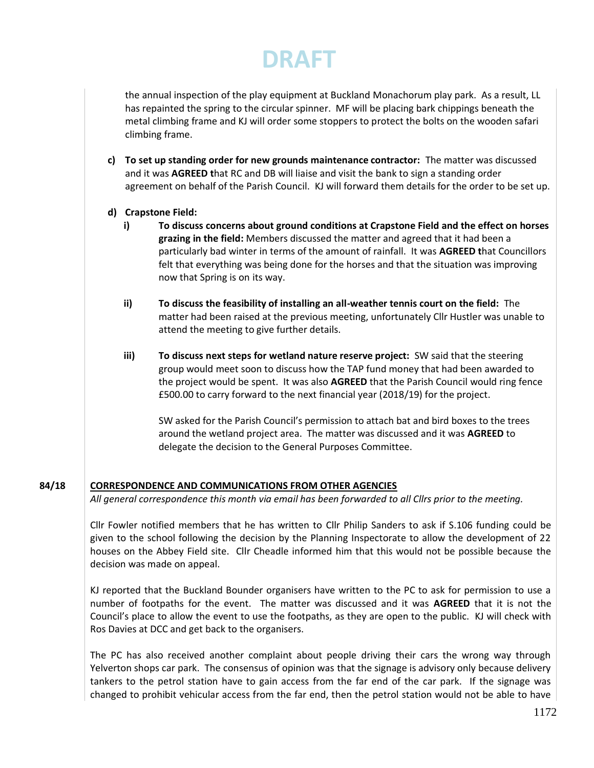DRAFT

the annual inspection of the play equipment at Buckland Monachorum play park. As a result, LL has repainted the spring to the circular spinner. MF will be placing bark chippings beneath the metal climbing frame and KJ will order some stoppers to protect the bolts on the wooden safari climbing frame.

**c) To set up standing order for new grounds maintenance contractor:** The matter was discussed and it was **AGREED t**hat RC and DB will liaise and visit the bank to sign a standing order agreement on behalf of the Parish Council. KJ will forward them details for the order to be set up.

**d) Crapstone Field:**

**i) To discuss concerns about ground conditions at Crapstone Field and the effect on horses grazing in the field:** Members discussed the matter and agreed that it had been a particularly bad winter in terms of the amount of rainfall. It was **AGREED t**hat Councillors felt that everything was being done for the horses and that the situation was improving now that Spring is on its way.

**ii) To discuss the feasibility of installing an all-weather tennis court on the field:** The matter had been raised at the previous meeting, unfortunately Cllr Hustler was unable to attend the meeting to give further details.

**iii) To discuss next steps for wetland nature reserve project:** SW said that the steering group would meet soon to discuss how the TAP fund money that had been awarded to the project would be spent. It was also **AGREED** that the Parish Council would ring fence £500.00 to carry forward to the next financial year (2018/19) for the project.

SW asked for the Parish Council's permission to attach bat and bird boxes to the trees around the wetland project area. The matter was discussed and it was **AGREED** to delegate the decision to the General Purposes Committee.

**84/18** **CORRESPONDENCE AND COMMUNICATIONS FROM OTHER AGENCIES**

*All general correspondence this month via email has been forwarded to all Cllrs prior to the meeting.*

Cllr Fowler notified members that he has written to Cllr Philip Sanders to ask if S.106 funding could be given to the school following the decision by the Planning Inspectorate to allow the development of 22 houses on the Abbey Field site. Cllr Cheadle informed him that this would not be possible because the decision was made on appeal.

KJ reported that the Buckland Bounder organisers have written to the PC to ask for permission to use a number of footpaths for the event. The matter was discussed and it was **AGREED** that it is not the Council's place to allow the event to use the footpaths, as they are open to the public. KJ will check with Ros Davies at DCC and get back to the organisers.

The PC has also received another complaint about people driving their cars the wrong way through Yelverton shops car park. The consensus of opinion was that the signage is advisory only because delivery tankers to the petrol station have to gain access from the far end of the car park. If the signage was changed to prohibit vehicular access from the far end, then the petrol station would not be able to have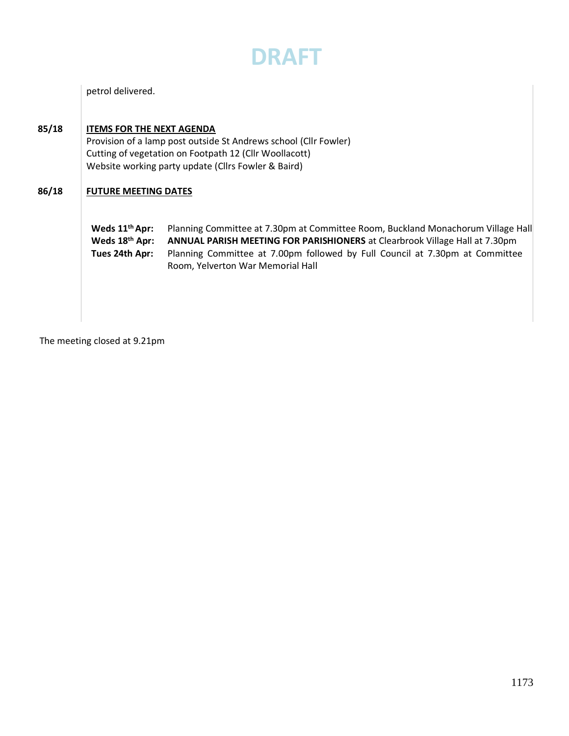# DRAFT

petrol delivered.

**85/18** **ITEMS FOR THE NEXT AGENDA**

Provision of a lamp post outside St Andrews school (Cllr Fowler)
Cutting of vegetation on Footpath 12 (Cllr Woollacott)
Website working party update (Cllrs Fowler & Baird)

**86/18** **FUTURE MEETING DATES**

| | |
|---|---|
| **Weds 11th Apr:** | Planning Committee at 7.30pm at Committee Room, Buckland Monachorum Village Hall |
| **Weds 18th Apr:** | **ANNUAL PARISH MEETING FOR PARISHIONERS** at Clearbrook Village Hall at 7.30pm |
| **Tues 24th Apr:** | Planning Committee at 7.00pm followed by Full Council at 7.30pm at Committee Room, Yelverton War Memorial Hall |

The meeting closed at 9.21pm